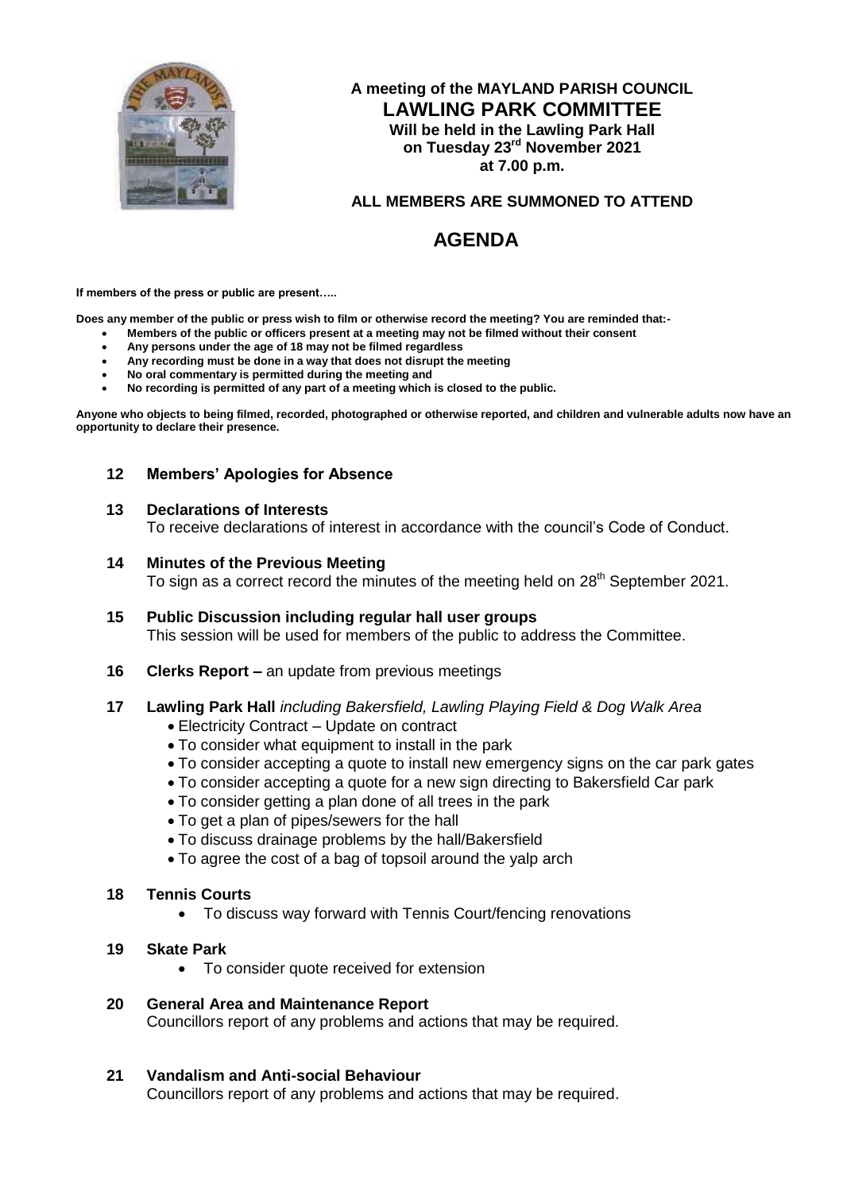**A meeting of the MAYLAND PARISH COUNCIL**

# LAWLING PARK COMMITTEE

**Will be held in the Lawling Park Hall**
**on Tuesday 23rd November 2021**
**at 7.00 p.m.**

**ALL MEMBERS ARE SUMMONED TO ATTEND**

# AGENDA

**If members of the press or public are present…..**

**Does any member of the public or press wish to film or otherwise record the meeting? You are reminded that:-**

- **Members of the public or officers present at a meeting may not be filmed without their consent**
- **Any persons under the age of 18 may not be filmed regardless**
- **Any recording must be done in a way that does not disrupt the meeting**
- **No oral commentary is permitted during the meeting and**
- **No recording is permitted of any part of a meeting which is closed to the public.**

**Anyone who objects to being filmed, recorded, photographed or otherwise reported, and children and vulnerable adults now have an opportunity to declare their presence.**

**12 Members' Apologies for Absence**

**13 Declarations of Interests**
To receive declarations of interest in accordance with the council's Code of Conduct.

**14 Minutes of the Previous Meeting**
To sign as a correct record the minutes of the meeting held on 28th September 2021.

**15 Public Discussion including regular hall user groups**
This session will be used for members of the public to address the Committee.

**16 Clerks Report –** an update from previous meetings

**17 Lawling Park Hall** *including Bakersfield, Lawling Playing Field & Dog Walk Area*

- Electricity Contract – Update on contract
- To consider what equipment to install in the park
- To consider accepting a quote to install new emergency signs on the car park gates
- To consider accepting a quote for a new sign directing to Bakersfield Car park
- To consider getting a plan done of all trees in the park
- To get a plan of pipes/sewers for the hall
- To discuss drainage problems by the hall/Bakersfield
- To agree the cost of a bag of topsoil around the yalp arch

**18 Tennis Courts**

- To discuss way forward with Tennis Court/fencing renovations

**19 Skate Park**

- To consider quote received for extension

**20 General Area and Maintenance Report**
Councillors report of any problems and actions that may be required.

**21 Vandalism and Anti-social Behaviour**
Councillors report of any problems and actions that may be required.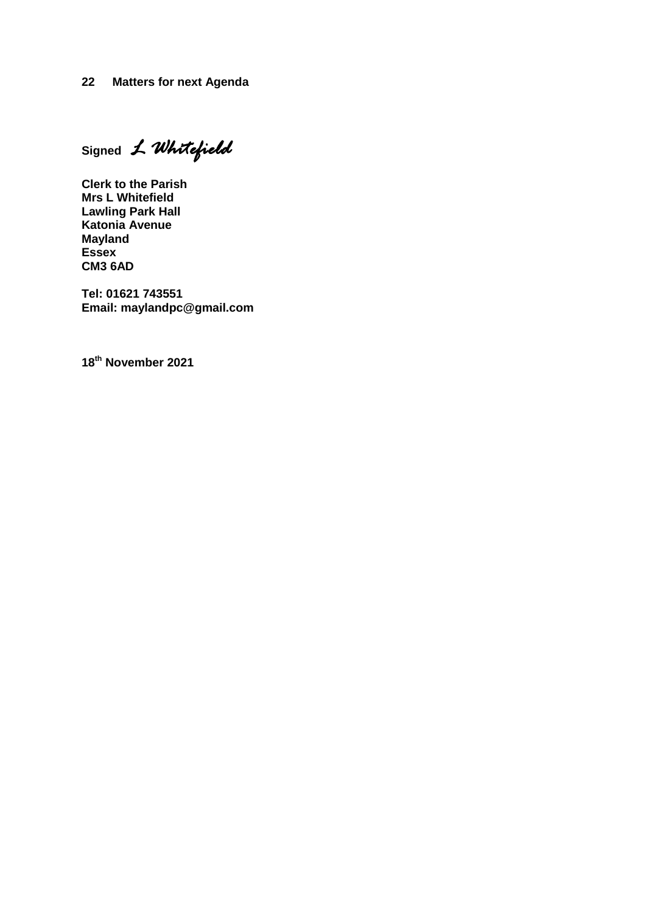**22 Matters for next Agenda**

**Signed** *L Whitefield*

**Clerk to the Parish**
**Mrs L Whitefield**
**Lawling Park Hall**
**Katonia Avenue**
**Mayland**
**Essex**
**CM3 6AD**

**Tel: 01621 743551**
**Email: maylandpc@gmail.com**

**18th November 2021**